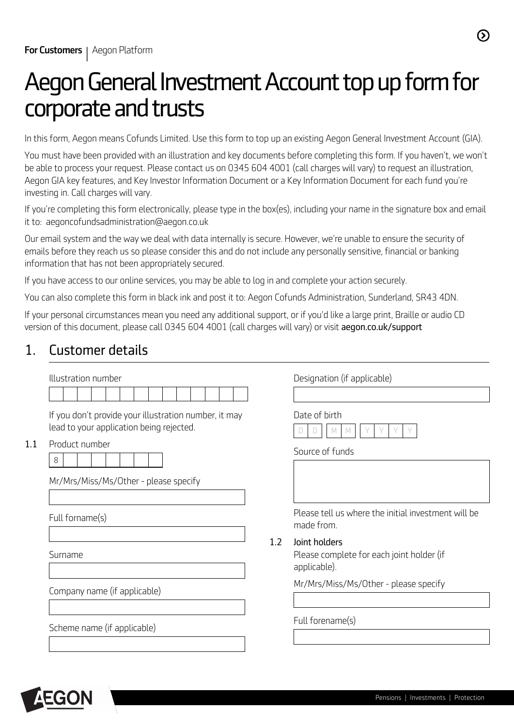For Customers | Aegon Platform

# Aegon General Investment Account top up form for corporate and trusts

In this form, Aegon means Cofunds Limited. Use this form to top up an existing Aegon General Investment Account (GIA).

You must have been provided with an illustration and key documents before completing this form. If you haven't, we won't be able to process your request. Please contact us on 0345 604 4001 (call charges will vary) to request an illustration, Aegon GIA key features, and Key Investor Information Document or a Key Information Document for each fund you're investing in. Call charges will vary.

If you're completing this form electronically, please type in the box(es), including your name in the signature box and email it to: aegoncofundsadministration@aegon.co.uk

Our email system and the way we deal with data internally is secure. However, we're unable to ensure the security of emails before they reach us so please consider this and do not include any personally sensitive, financial or banking information that has not been appropriately secured.

If you have access to our online services, you may be able to log in and complete your action securely.

You can also complete this form in black ink and post it to: Aegon Cofunds Administration, Sunderland, SR43 4DN.

If your personal circumstances mean you need any additional support, or if you'd like a large print, Braille or audio CD version of this document, please call 0345 604 4001 (call charges will vary) or visit **aegon.co.uk/support**

## 1. Customer details

Illustration number

If you don't provide your illustration number, it may lead to your application being rejected.

**1.1** Product number

8

Mr/Mrs/Miss/Ms/Other - please specify

Full forname(s)

Surname

Company name (if applicable)

Scheme name (if applicable)

Designation (if applicable)

Date of birth

D D M M Y Y Y Y

Source of funds

Please tell us where the initial investment will be made from.

**1.2** Joint holders

Please complete for each joint holder (if applicable).

Mr/Mrs/Miss/Ms/Other - please specify

Full forename(s)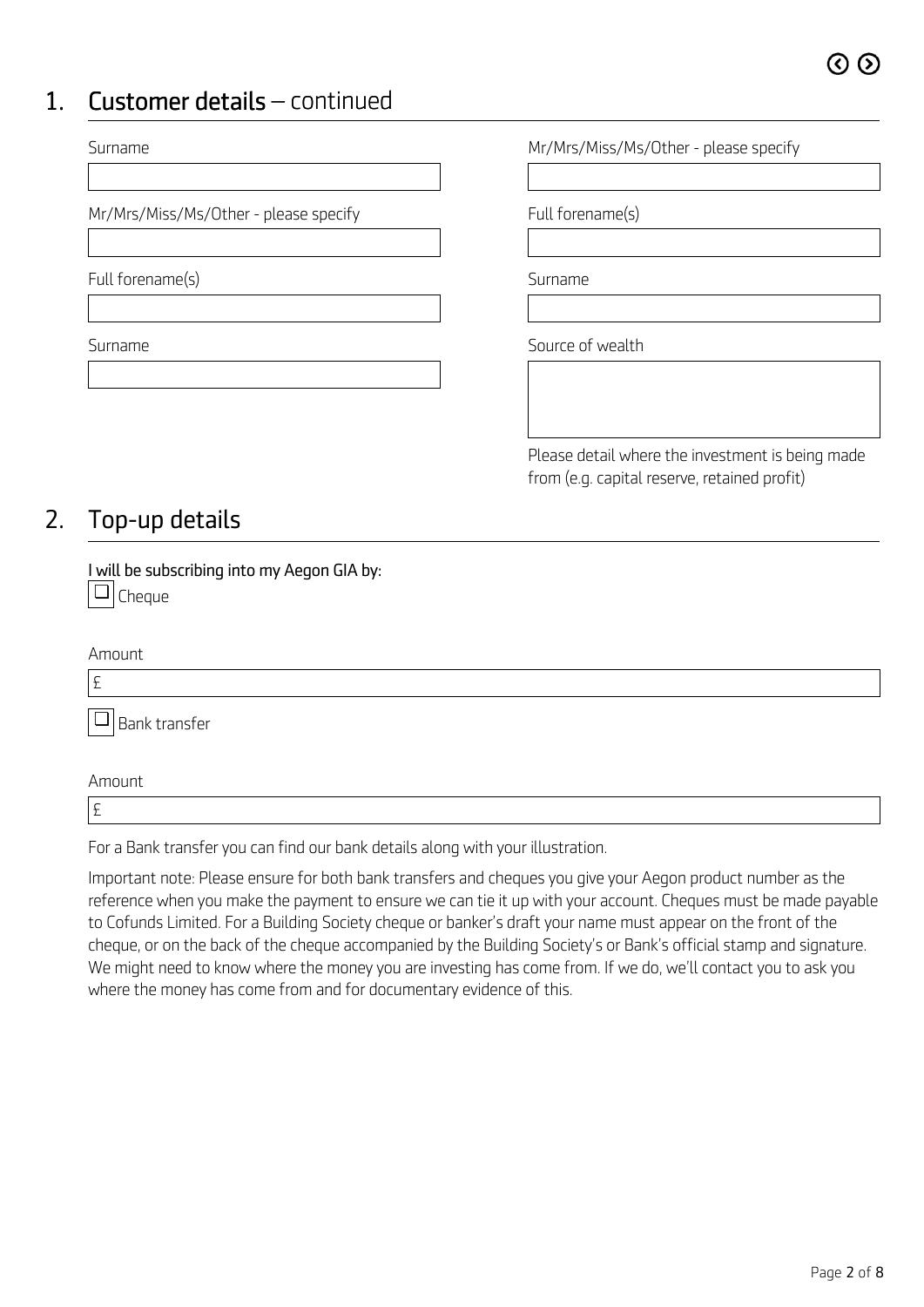## 1. Customer details – continued

Surname

Mr/Mrs/Miss/Ms/Other - please specify

Full forename(s)

Surname

Mr/Mrs/Miss/Ms/Other - please specify

Full forename(s)

Surname

Source of wealth

Please detail where the investment is being made from (e.g. capital reserve, retained profit)

## 2. Top-up details

I will be subscribing into my Aegon GIA by:

☐ Cheque

Amount

£

☐ Bank transfer

Amount

£

For a Bank transfer you can find our bank details along with your illustration.

Important note: Please ensure for both bank transfers and cheques you give your Aegon product number as the reference when you make the payment to ensure we can tie it up with your account. Cheques must be made payable to Cofunds Limited. For a Building Society cheque or banker's draft your name must appear on the front of the cheque, or on the back of the cheque accompanied by the Building Society's or Bank's official stamp and signature. We might need to know where the money you are investing has come from. If we do, we'll contact you to ask you where the money has come from and for documentary evidence of this.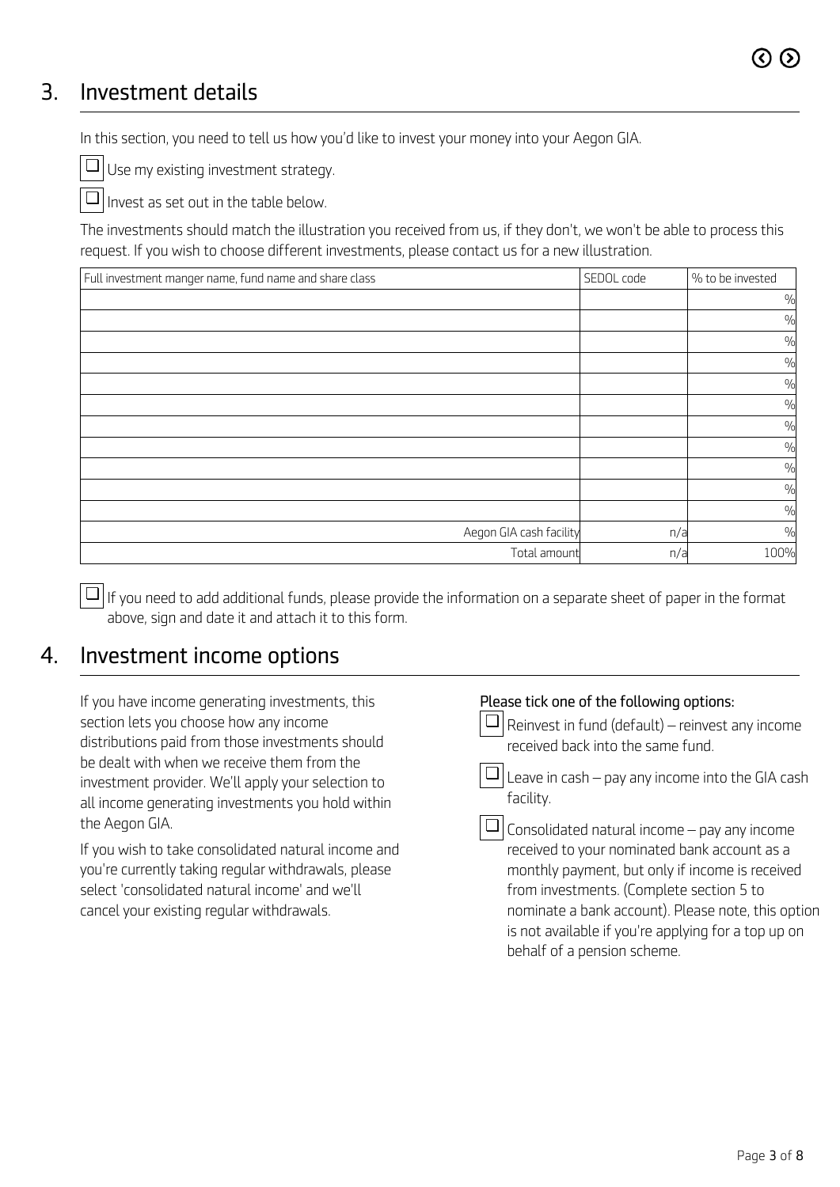## 3. Investment details

In this section, you need to tell us how you'd like to invest your money into your Aegon GIA.

☐ Use my existing investment strategy.

☐ Invest as set out in the table below.

The investments should match the illustration you received from us, if they don't, we won't be able to process this request. If you wish to choose different investments, please contact us for a new illustration.

| Full investment manger name, fund name and share class | SEDOL code | % to be invested |
|---|---|---|
| | | % |
| | | % |
| | | % |
| | | % |
| | | % |
| | | % |
| | | % |
| | | % |
| | | % |
| | | % |
| | | % |
| Aegon GIA cash facility | n/a | % |
| Total amount | n/a | 100% |

☐ If you need to add additional funds, please provide the information on a separate sheet of paper in the format above, sign and date it and attach it to this form.

## 4. Investment income options

If you have income generating investments, this section lets you choose how any income distributions paid from those investments should be dealt with when we receive them from the investment provider. We'll apply your selection to all income generating investments you hold within the Aegon GIA.

If you wish to take consolidated natural income and you're currently taking regular withdrawals, please select 'consolidated natural income' and we'll cancel your existing regular withdrawals.

**Please tick one of the following options:**

☐ Reinvest in fund (default) – reinvest any income received back into the same fund.

☐ Leave in cash – pay any income into the GIA cash facility.

☐ Consolidated natural income – pay any income received to your nominated bank account as a monthly payment, but only if income is received from investments. (Complete section 5 to nominate a bank account). Please note, this option is not available if you're applying for a top up on behalf of a pension scheme.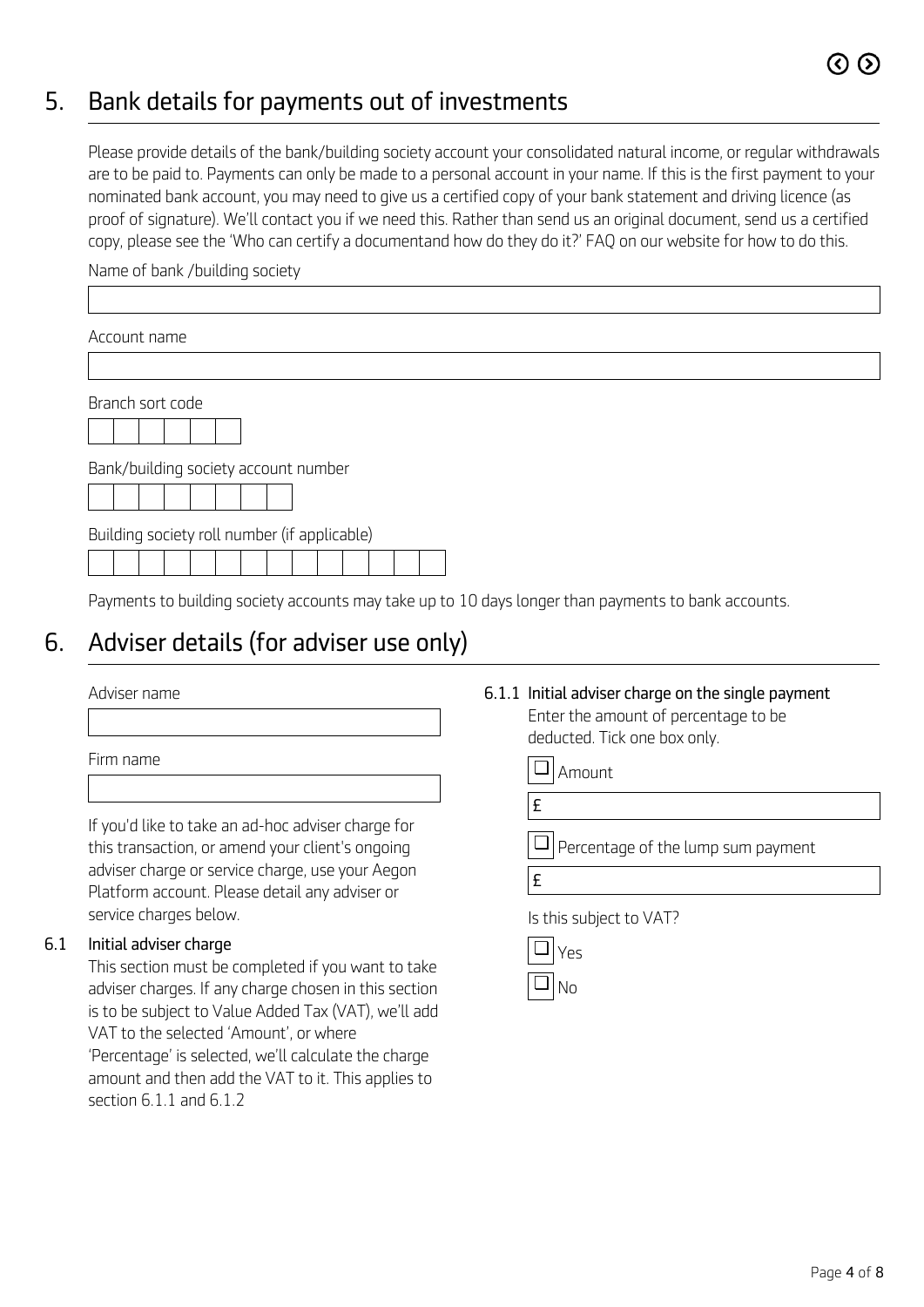## 5. Bank details for payments out of investments

Please provide details of the bank/building society account your consolidated natural income, or regular withdrawals are to be paid to. Payments can only be made to a personal account in your name. If this is the first payment to your nominated bank account, you may need to give us a certified copy of your bank statement and driving licence (as proof of signature). We'll contact you if we need this. Rather than send us an original document, send us a certified copy, please see the 'Who can certify a documentand how do they do it?' FAQ on our website for how to do this.

Name of bank /building society

Account name

Branch sort code

Bank/building society account number

Building society roll number (if applicable)

Payments to building society accounts may take up to 10 days longer than payments to bank accounts.

## 6. Adviser details (for adviser use only)

Adviser name

Firm name

If you'd like to take an ad-hoc adviser charge for this transaction, or amend your client's ongoing adviser charge or service charge, use your Aegon Platform account. Please detail any adviser or service charges below.

### 6.1 Initial adviser charge

This section must be completed if you want to take adviser charges. If any charge chosen in this section is to be subject to Value Added Tax (VAT), we'll add VAT to the selected 'Amount', or where 'Percentage' is selected, we'll calculate the charge amount and then add the VAT to it. This applies to section 6.1.1 and 6.1.2

#### 6.1.1 Initial adviser charge on the single payment

Enter the amount of percentage to be deducted. Tick one box only.

- ☐ Amount

£

- ☐ Percentage of the lump sum payment

£

Is this subject to VAT?

- ☐ Yes
- ☐ No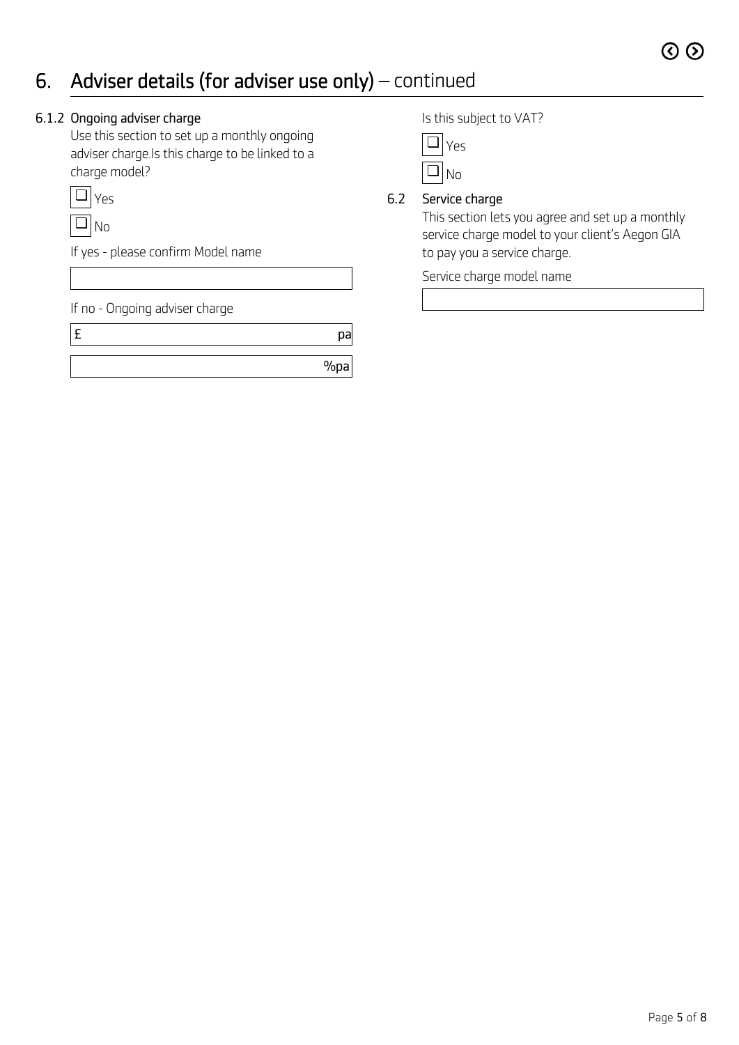# 6. Adviser details (for adviser use only) – continued

### 6.1.2 Ongoing adviser charge

Use this section to set up a monthly ongoing adviser charge.Is this charge to be linked to a charge model?

☐ Yes

☐ No

If yes - please confirm Model name

\_\_\_\_\_\_\_\_\_\_\_\_\_\_\_\_\_\_\_\_\_\_\_\_

If no - Ongoing adviser charge

£ \_\_\_\_\_\_\_\_\_\_\_\_\_\_\_\_\_\_ pa

\_\_\_\_\_\_\_\_\_\_\_\_\_\_\_\_\_\_ %pa

Is this subject to VAT?

☐ Yes

☐ No

### 6.2 Service charge

This section lets you agree and set up a monthly service charge model to your client's Aegon GIA to pay you a service charge.

Service charge model name

\_\_\_\_\_\_\_\_\_\_\_\_\_\_\_\_\_\_\_\_\_\_\_\_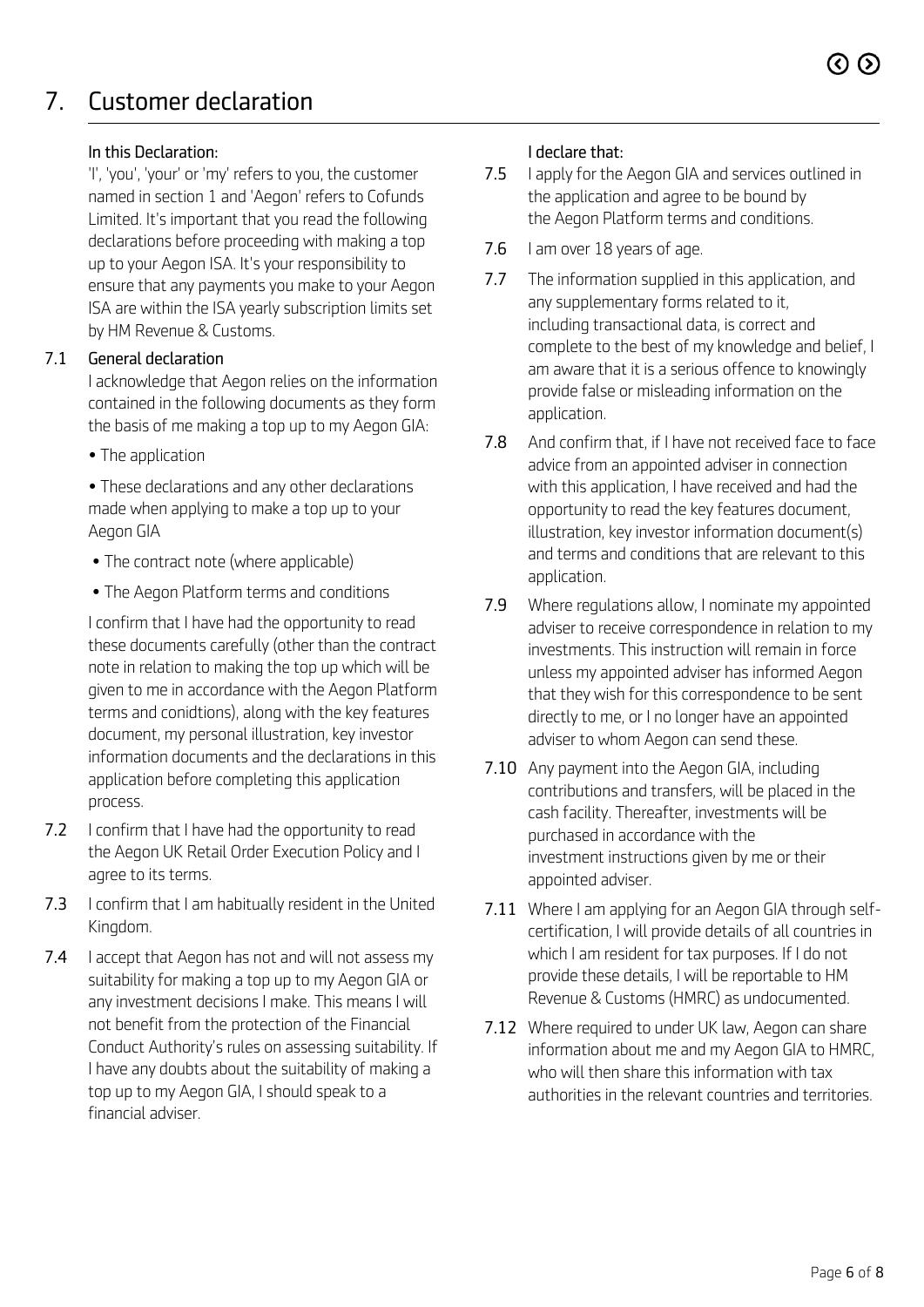# 7. Customer declaration

**In this Declaration:**

'I', 'you', 'your' or 'my' refers to you, the customer named in section 1 and 'Aegon' refers to Cofunds Limited. It's important that you read the following declarations before proceeding with making a top up to your Aegon ISA. It's your responsibility to ensure that any payments you make to your Aegon ISA are within the ISA yearly subscription limits set by HM Revenue & Customs.

**7.1 General declaration**

I acknowledge that Aegon relies on the information contained in the following documents as they form the basis of me making a top up to my Aegon GIA:

- The application
- These declarations and any other declarations made when applying to make a top up to your Aegon GIA
- The contract note (where applicable)
- The Aegon Platform terms and conditions

I confirm that I have had the opportunity to read these documents carefully (other than the contract note in relation to making the top up which will be given to me in accordance with the Aegon Platform terms and conidtions), along with the key features document, my personal illustration, key investor information documents and the declarations in this application before completing this application process.

**7.2** I confirm that I have had the opportunity to read the Aegon UK Retail Order Execution Policy and I agree to its terms.

**7.3** I confirm that I am habitually resident in the United Kingdom.

**7.4** I accept that Aegon has not and will not assess my suitability for making a top up to my Aegon GIA or any investment decisions I make. This means I will not benefit from the protection of the Financial Conduct Authority's rules on assessing suitability. If I have any doubts about the suitability of making a top up to my Aegon GIA, I should speak to a financial adviser.

**I declare that:**

**7.5** I apply for the Aegon GIA and services outlined in the application and agree to be bound by the Aegon Platform terms and conditions.

**7.6** I am over 18 years of age.

**7.7** The information supplied in this application, and any supplementary forms related to it, including transactional data, is correct and complete to the best of my knowledge and belief, I am aware that it is a serious offence to knowingly provide false or misleading information on the application.

**7.8** And confirm that, if I have not received face to face advice from an appointed adviser in connection with this application, I have received and had the opportunity to read the key features document, illustration, key investor information document(s) and terms and conditions that are relevant to this application.

**7.9** Where regulations allow, I nominate my appointed adviser to receive correspondence in relation to my investments. This instruction will remain in force unless my appointed adviser has informed Aegon that they wish for this correspondence to be sent directly to me, or I no longer have an appointed adviser to whom Aegon can send these.

**7.10** Any payment into the Aegon GIA, including contributions and transfers, will be placed in the cash facility. Thereafter, investments will be purchased in accordance with the investment instructions given by me or their appointed adviser.

**7.11** Where I am applying for an Aegon GIA through self-certification, I will provide details of all countries in which I am resident for tax purposes. If I do not provide these details, I will be reportable to HM Revenue & Customs (HMRC) as undocumented.

**7.12** Where required to under UK law, Aegon can share information about me and my Aegon GIA to HMRC, who will then share this information with tax authorities in the relevant countries and territories.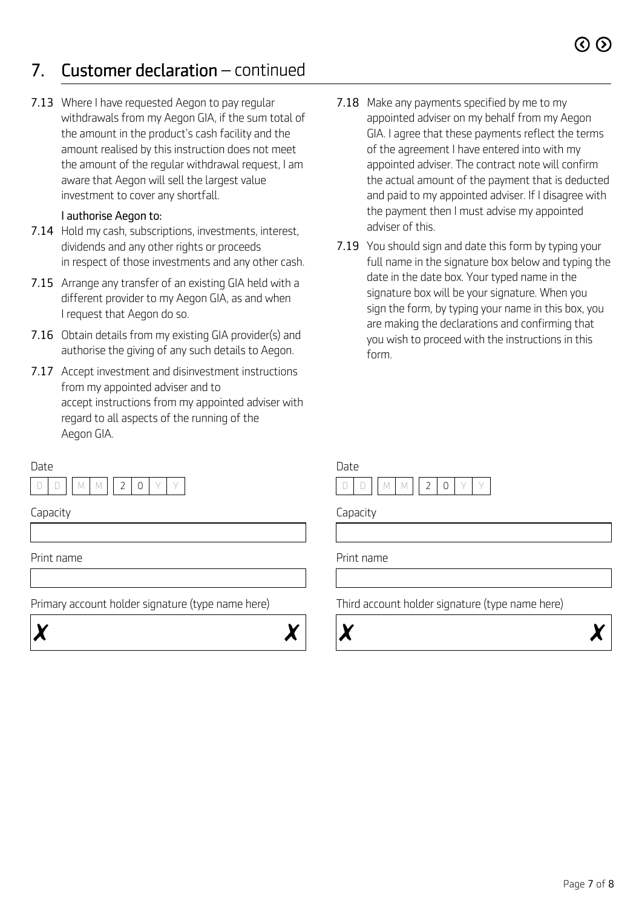## 7. Customer declaration – continued

**7.13** Where I have requested Aegon to pay regular withdrawals from my Aegon GIA, if the sum total of the amount in the product's cash facility and the amount realised by this instruction does not meet the amount of the regular withdrawal request, I am aware that Aegon will sell the largest value investment to cover any shortfall.

**I authorise Aegon to:**

**7.14** Hold my cash, subscriptions, investments, interest, dividends and any other rights or proceeds in respect of those investments and any other cash.

**7.15** Arrange any transfer of an existing GIA held with a different provider to my Aegon GIA, as and when I request that Aegon do so.

**7.16** Obtain details from my existing GIA provider(s) and authorise the giving of any such details to Aegon.

**7.17** Accept investment and disinvestment instructions from my appointed adviser and to accept instructions from my appointed adviser with regard to all aspects of the running of the Aegon GIA.

**7.18** Make any payments specified by me to my appointed adviser on my behalf from my Aegon GIA. I agree that these payments reflect the terms of the agreement I have entered into with my appointed adviser. The contract note will confirm the actual amount of the payment that is deducted and paid to my appointed adviser. If I disagree with the payment then I must advise my appointed adviser of this.

**7.19** You should sign and date this form by typing your full name in the signature box below and typing the date in the date box. Your typed name in the signature box will be your signature. When you sign the form, by typing your name in this box, you are making the declarations and confirming that you wish to proceed with the instructions in this form.

Date

D D / M M / 2 0 Y Y

Capacity

Print name

Primary account holder signature (type name here)

✗ ✗

Date

D D / M M / 2 0 Y Y

Capacity

Print name

Third account holder signature (type name here)

✗ ✗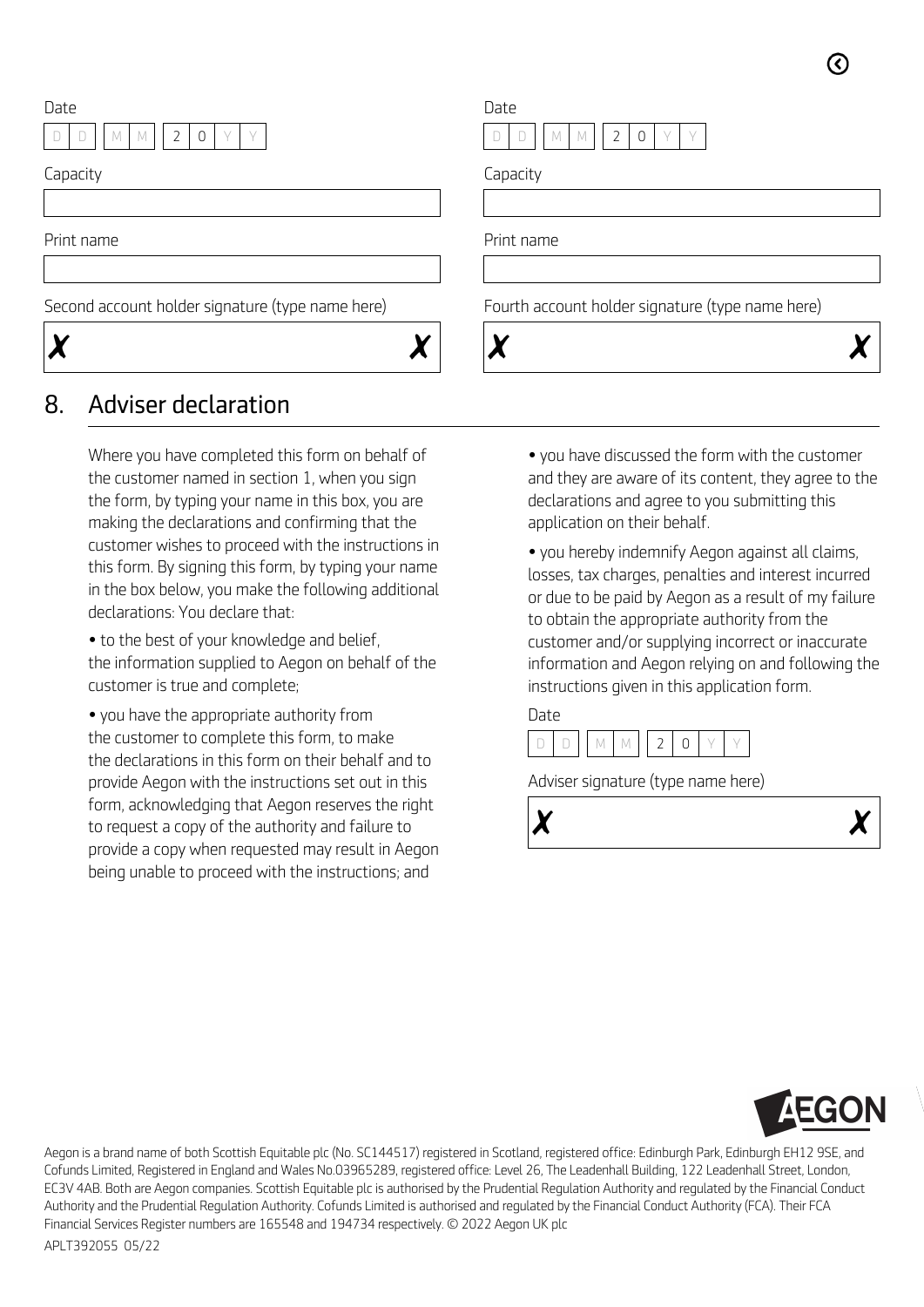Date

D D / M M / 2 0 Y Y

Capacity

Print name

Second account holder signature (type name here)

✗ ✗

Date

D D / M M / 2 0 Y Y

Capacity

Print name

Fourth account holder signature (type name here)

✗ ✗

## 8. Adviser declaration

Where you have completed this form on behalf of the customer named in section 1, when you sign the form, by typing your name in this box, you are making the declarations and confirming that the customer wishes to proceed with the instructions in this form. By signing this form, by typing your name in the box below, you make the following additional declarations: You declare that:

- to the best of your knowledge and belief, the information supplied to Aegon on behalf of the customer is true and complete;
- you have the appropriate authority from the customer to complete this form, to make the declarations in this form on their behalf and to provide Aegon with the instructions set out in this form, acknowledging that Aegon reserves the right to request a copy of the authority and failure to provide a copy when requested may result in Aegon being unable to proceed with the instructions; and
- you have discussed the form with the customer and they are aware of its content, they agree to the declarations and agree to you submitting this application on their behalf.
- you hereby indemnify Aegon against all claims, losses, tax charges, penalties and interest incurred or due to be paid by Aegon as a result of my failure to obtain the appropriate authority from the customer and/or supplying incorrect or inaccurate information and Aegon relying on and following the instructions given in this application form.

Date

D D / M M / 2 0 Y Y

Adviser signature (type name here)

✗ ✗

AEGON

Aegon is a brand name of both Scottish Equitable plc (No. SC144517) registered in Scotland, registered office: Edinburgh Park, Edinburgh EH12 9SE, and Cofunds Limited, Registered in England and Wales No.03965289, registered office: Level 26, The Leadenhall Building, 122 Leadenhall Street, London, EC3V 4AB. Both are Aegon companies. Scottish Equitable plc is authorised by the Prudential Regulation Authority and regulated by the Financial Conduct Authority and the Prudential Regulation Authority. Cofunds Limited is authorised and regulated by the Financial Conduct Authority (FCA). Their FCA Financial Services Register numbers are 165548 and 194734 respectively. © 2022 Aegon UK plc

APLT392055 05/22